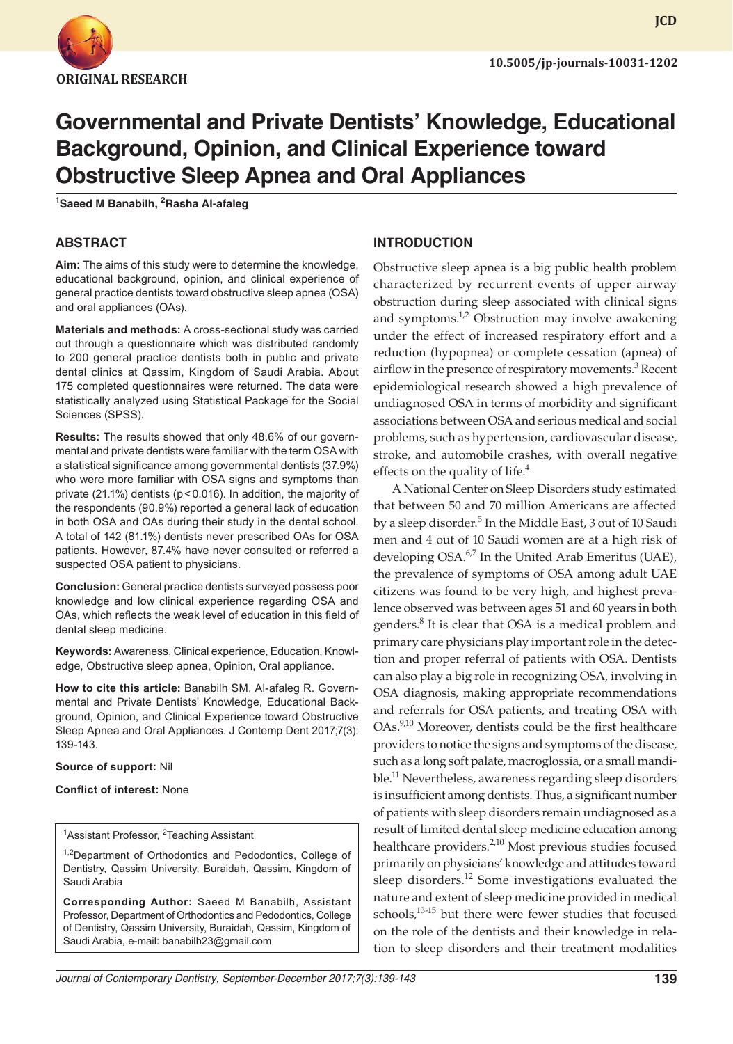ORIGINAL RESEARCH

10.5005/jp-journals-10031-1202

# Governmental and Private Dentists' Knowledge, Educational Background, Opinion, and Clinical Experience toward Obstructive Sleep Apnea and Oral Appliances

[1]Saeed M Banabilh, [2]Rasha Al-afaleg

## ABSTRACT

**Aim:** The aims of this study were to determine the knowledge, educational background, opinion, and clinical experience of general practice dentists toward obstructive sleep apnea (OSA) and oral appliances (OAs).

**Materials and methods:** A cross-sectional study was carried out through a questionnaire which was distributed randomly to 200 general practice dentists both in public and private dental clinics at Qassim, Kingdom of Saudi Arabia. About 175 completed questionnaires were returned. The data were statistically analyzed using Statistical Package for the Social Sciences (SPSS).

**Results:** The results showed that only 48.6% of our governmental and private dentists were familiar with the term OSA with a statistical significance among governmental dentists (37.9%) who were more familiar with OSA signs and symptoms than private (21.1%) dentists ($p < 0.016$). In addition, the majority of the respondents (90.9%) reported a general lack of education in both OSA and OAs during their study in the dental school. A total of 142 (81.1%) dentists never prescribed OAs for OSA patients. However, 87.4% have never consulted or referred a suspected OSA patient to physicians.

**Conclusion:** General practice dentists surveyed possess poor knowledge and low clinical experience regarding OSA and OAs, which reflects the weak level of education in this field of dental sleep medicine.

**Keywords:** Awareness, Clinical experience, Education, Knowledge, Obstructive sleep apnea, Opinion, Oral appliance.

**How to cite this article:** Banabilh SM, Al-afaleg R. Governmental and Private Dentists' Knowledge, Educational Background, Opinion, and Clinical Experience toward Obstructive Sleep Apnea and Oral Appliances. J Contemp Dent 2017;7(3): 139-143.

**Source of support:** Nil

**Conflict of interest:** None

[1]Assistant Professor, [2]Teaching Assistant

[1,2]Department of Orthodontics and Pedodontics, College of Dentistry, Qassim University, Buraidah, Qassim, Kingdom of Saudi Arabia

**Corresponding Author:** Saeed M Banabilh, Assistant Professor, Department of Orthodontics and Pedodontics, College of Dentistry, Qassim University, Buraidah, Qassim, Kingdom of Saudi Arabia, e-mail: banabilh23@gmail.com

## INTRODUCTION

Obstructive sleep apnea is a big public health problem characterized by recurrent events of upper airway obstruction during sleep associated with clinical signs and symptoms.[1,2] Obstruction may involve awakening under the effect of increased respiratory effort and a reduction (hypopnea) or complete cessation (apnea) of airflow in the presence of respiratory movements.[3] Recent epidemiological research showed a high prevalence of undiagnosed OSA in terms of morbidity and significant associations between OSA and serious medical and social problems, such as hypertension, cardiovascular disease, stroke, and automobile crashes, with overall negative effects on the quality of life.[4]

A National Center on Sleep Disorders study estimated that between 50 and 70 million Americans are affected by a sleep disorder.[5] In the Middle East, 3 out of 10 Saudi men and 4 out of 10 Saudi women are at a high risk of developing OSA.[6,7] In the United Arab Emeritus (UAE), the prevalence of symptoms of OSA among adult UAE citizens was found to be very high, and highest prevalence observed was between ages 51 and 60 years in both genders.[8] It is clear that OSA is a medical problem and primary care physicians play important role in the detection and proper referral of patients with OSA. Dentists can also play a big role in recognizing OSA, involving in OSA diagnosis, making appropriate recommendations and referrals for OSA patients, and treating OSA with OAs.[9,10] Moreover, dentists could be the first healthcare providers to notice the signs and symptoms of the disease, such as a long soft palate, macroglossia, or a small mandible.[11] Nevertheless, awareness regarding sleep disorders is insufficient among dentists. Thus, a significant number of patients with sleep disorders remain undiagnosed as a result of limited dental sleep medicine education among healthcare providers.[2,10] Most previous studies focused primarily on physicians' knowledge and attitudes toward sleep disorders.[12] Some investigations evaluated the nature and extent of sleep medicine provided in medical schools,[13-15] but there were fewer studies that focused on the role of the dentists and their knowledge in relation to sleep disorders and their treatment modalities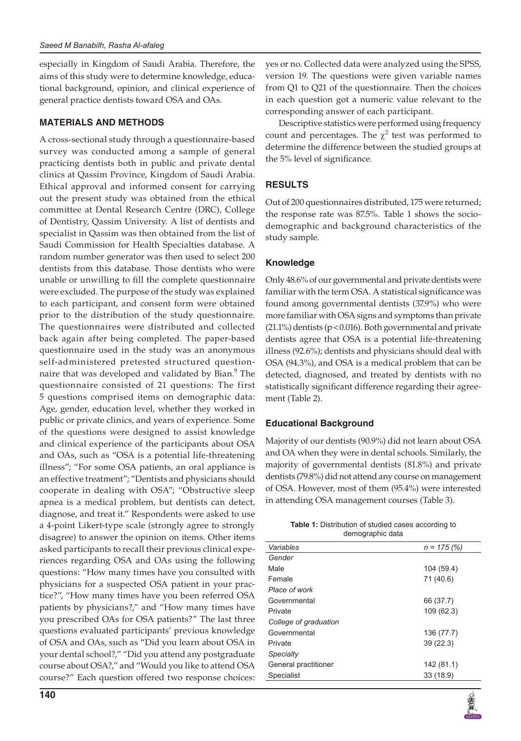especially in Kingdom of Saudi Arabia. Therefore, the aims of this study were to determine knowledge, educational background, opinion, and clinical experience of general practice dentists toward OSA and OAs.

## MATERIALS AND METHODS

A cross-sectional study through a questionnaire-based survey was conducted among a sample of general practicing dentists both in public and private dental clinics at Qassim Province, Kingdom of Saudi Arabia. Ethical approval and informed consent for carrying out the present study was obtained from the ethical committee at Dental Research Centre (DRC), College of Dentistry, Qassim University. A list of dentists and specialist in Qassim was then obtained from the list of Saudi Commission for Health Specialties database. A random number generator was then used to select 200 dentists from this database. Those dentists who were unable or unwilling to fill the complete questionnaire were excluded. The purpose of the study was explained to each participant, and consent form were obtained prior to the distribution of the study questionnaire. The questionnaires were distributed and collected back again after being completed. The paper-based questionnaire used in the study was an anonymous self-administered pretested structured questionnaire that was developed and validated by Bian.[9] The questionnaire consisted of 21 questions: The first 5 questions comprised items on demographic data: Age, gender, education level, whether they worked in public or private clinics, and years of experience. Some of the questions were designed to assist knowledge and clinical experience of the participants about OSA and OAs, such as "OSA is a potential life-threatening illness"; "For some OSA patients, an oral appliance is an effective treatment"; "Dentists and physicians should cooperate in dealing with OSA"; "Obstructive sleep apnea is a medical problem, but dentists can detect, diagnose, and treat it." Respondents were asked to use a 4-point Likert-type scale (strongly agree to strongly disagree) to answer the opinion on items. Other items asked participants to recall their previous clinical experiences regarding OSA and OAs using the following questions: "How many times have you consulted with physicians for a suspected OSA patient in your practice?", "How many times have you been referred OSA patients by physicians?," and "How many times have you prescribed OAs for OSA patients?" The last three questions evaluated participants' previous knowledge of OSA and OAs, such as "Did you learn about OSA in your dental school?," "Did you attend any postgraduate course about OSA?," and "Would you like to attend OSA course?" Each question offered two response choices: yes or no. Collected data were analyzed using the SPSS, version 19. The questions were given variable names from Q1 to Q21 of the questionnaire. Then the choices in each question got a numeric value relevant to the corresponding answer of each participant.

Descriptive statistics were performed using frequency count and percentages. The $\chi^2$ test was performed to determine the difference between the studied groups at the 5% level of significance.

## RESULTS

Out of 200 questionnaires distributed, 175 were returned; the response rate was 87.5%. Table 1 shows the sociodemographic and background characteristics of the study sample.

### Knowledge

Only 48.6% of our governmental and private dentists were familiar with the term OSA. A statistical significance was found among governmental dentists (37.9%) who were more familiar with OSA signs and symptoms than private (21.1%) dentists ($p < 0.016$). Both governmental and private dentists agree that OSA is a potential life-threatening illness (92.6%); dentists and physicians should deal with OSA (94.3%), and OSA is a medical problem that can be detected, diagnosed, and treated by dentists with no statistically significant difference regarding their agreement (Table 2).

### Educational Background

Majority of our dentists (90.9%) did not learn about OSA and OA when they were in dental schools. Similarly, the majority of governmental dentists (81.8%) and private dentists (79.8%) did not attend any course on management of OSA. However, most of them (95.4%) were interested in attending OSA management courses (Table 3).

**Table 1:** Distribution of studied cases according to demographic data

| *Variables* | *n = 175 (%)* |
|---|---|
| *Gender* | |
| Male | 104 (59.4) |
| Female | 71 (40.6) |
| *Place of work* | |
| Governmental | 66 (37.7) |
| Private | 109 (62.3) |
| *College of graduation* | |
| Governmental | 136 (77.7) |
| Private | 39 (22.3) |
| *Specialty* | |
| General practitioner | 142 (81.1) |
| Specialist | 33 (18.9) |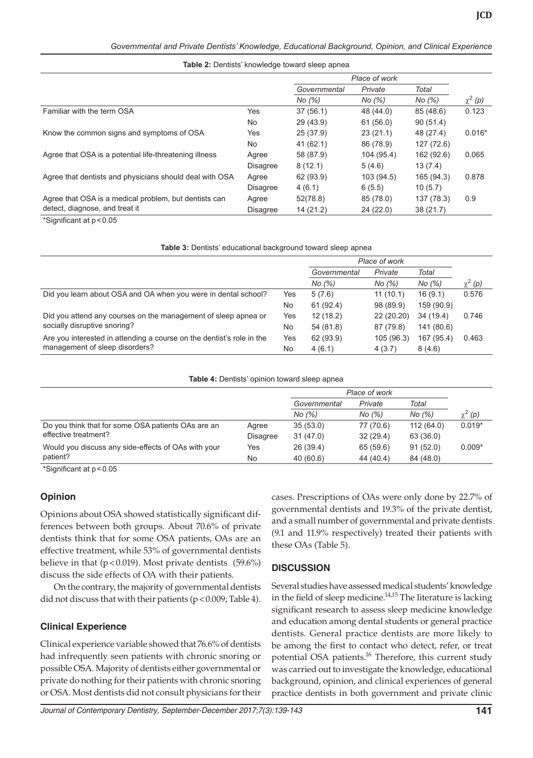**Table 2:** Dentists' knowledge toward sleep apnea

| | | Place of work | | | |
|---|---|---|---|---|---|
| | | Governmental | Private | Total | |
| | | No (%) | No (%) | No (%) | $\chi^2$ (p) |
| Familiar with the term OSA | Yes | 37 (56.1) | 48 (44.0) | 85 (48.6) | 0.123 |
| | No | 29 (43.9) | 61 (56.0) | 90 (51.4) | |
| Know the common signs and symptoms of OSA | Yes | 25 (37.9) | 23 (21.1) | 48 (27.4) | 0.016* |
| | No | 41 (62.1) | 86 (78.9) | 127 (72.6) | |
| Agree that OSA is a potential life-threatening illness | Agree | 58 (87.9) | 104 (95.4) | 162 (92.6) | 0.065 |
| | Disagree | 8 (12.1) | 5 (4.6) | 13 (7.4) | |
| Agree that dentists and physicians should deal with OSA | Agree | 62 (93.9) | 103 (94.5) | 165 (94.3) | 0.878 |
| | Disagree | 4 (6.1) | 6 (5.5) | 10 (5.7) | |
| Agree that OSA is a medical problem, but dentists can detect, diagnose, and treat it | Agree | 52(78.8) | 85 (78.0) | 137 (78.3) | 0.9 |
| | Disagree | 14 (21.2) | 24 (22.0) | 38 (21.7) | |

*Significant at $p < 0.05$

**Table 3:** Dentists' educational background toward sleep apnea

| | | Place of work | | | |
|---|---|---|---|---|---|
| | | Governmental | Private | Total | |
| | | No (%) | No (%) | No (%) | $\chi^2$ (p) |
| Did you learn about OSA and OA when you were in dental school? | Yes | 5 (7.6) | 11 (10.1) | 16 (9.1) | 0.576 |
| | No | 61 (92.4) | 98 (89.9) | 159 (90.9) | |
| Did you attend any courses on the management of sleep apnea or socially disruptive snoring? | Yes | 12 (18.2) | 22 (20.20) | 34 (19.4) | 0.746 |
| | No | 54 (81.8) | 87 (79.8) | 141 (80.6) | |
| Are you interested in attending a course on the dentist's role in the management of sleep disorders? | Yes | 62 (93.9) | 105 (96.3) | 167 (95.4) | 0.463 |
| | No | 4 (6.1) | 4 (3.7) | 8 (4.6) | |

**Table 4:** Dentists' opinion toward sleep apnea

| | | Place of work | | | |
|---|---|---|---|---|---|
| | | Governmental | Private | Total | |
| | | No (%) | No (%) | No (%) | $\chi^2$ (p) |
| Do you think that for some OSA patients OAs are an effective treatment? | Agree | 35 (53.0) | 77 (70.6) | 112 (64.0) | 0.019* |
| | Disagree | 31 (47.0) | 32 (29.4) | 63 (36.0) | |
| Would you discuss any side-effects of OAs with your patient? | Yes | 26 (39.4) | 65 (59.6) | 91 (52.0) | 0.009* |
| | No | 40 (60.6) | 44 (40.4) | 84 (48.0) | |

*Significant at $p < 0.05$

### Opinion

Opinions about OSA showed statistically significant differences between both groups. About 70.6% of private dentists think that for some OSA patients, OAs are an effective treatment, while 53% of governmental dentists believe in that ($p < 0.019$). Most private dentists (59.6%) discuss the side effects of OA with their patients.

On the contrary, the majority of governmental dentists did not discuss that with their patients ($p < 0.009$; Table 4).

### Clinical Experience

Clinical experience variable showed that 76.6% of dentists had infrequently seen patients with chronic snoring or possible OSA. Majority of dentists either governmental or private do nothing for their patients with chronic snoring or OSA. Most dentists did not consult physicians for their cases. Prescriptions of OAs were only done by 22.7% of governmental dentists and 19.3% of the private dentist, and a small number of governmental and private dentists (9.1 and 11.9% respectively) treated their patients with these OAs (Table 5).

## DISCUSSION

Several studies have assessed medical students' knowledge in the field of sleep medicine.[14,15] The literature is lacking significant research to assess sleep medicine knowledge and education among dental students or general practice dentists. General practice dentists are more likely to be among the first to contact who detect, refer, or treat potential OSA patients.[16] Therefore, this current study was carried out to investigate the knowledge, educational background, opinion, and clinical experiences of general practice dentists in both government and private clinic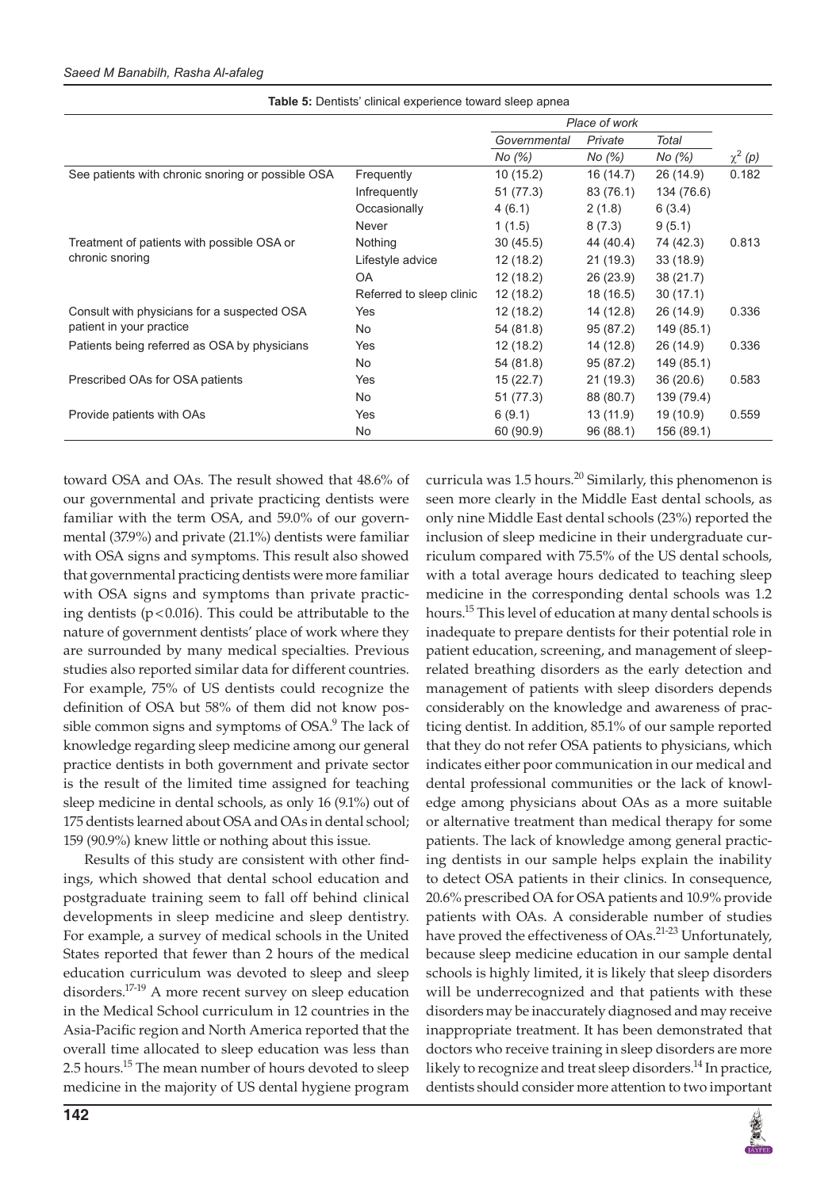**Table 5:** Dentists' clinical experience toward sleep apnea

| | | Place of work | | | |
|---|---|---|---|---|---|
| | | Governmental | Private | Total | |
| | | No (%) | No (%) | No (%) | $\chi^2$ (p) |
| See patients with chronic snoring or possible OSA | Frequently | 10 (15.2) | 16 (14.7) | 26 (14.9) | 0.182 |
| | Infrequently | 51 (77.3) | 83 (76.1) | 134 (76.6) | |
| | Occasionally | 4 (6.1) | 2 (1.8) | 6 (3.4) | |
| | Never | 1 (1.5) | 8 (7.3) | 9 (5.1) | |
| Treatment of patients with possible OSA or chronic snoring | Nothing | 30 (45.5) | 44 (40.4) | 74 (42.3) | 0.813 |
| | Lifestyle advice | 12 (18.2) | 21 (19.3) | 33 (18.9) | |
| | OA | 12 (18.2) | 26 (23.9) | 38 (21.7) | |
| | Referred to sleep clinic | 12 (18.2) | 18 (16.5) | 30 (17.1) | |
| Consult with physicians for a suspected OSA patient in your practice | Yes | 12 (18.2) | 14 (12.8) | 26 (14.9) | 0.336 |
| | No | 54 (81.8) | 95 (87.2) | 149 (85.1) | |
| Patients being referred as OSA by physicians | Yes | 12 (18.2) | 14 (12.8) | 26 (14.9) | 0.336 |
| | No | 54 (81.8) | 95 (87.2) | 149 (85.1) | |
| Prescribed OAs for OSA patients | Yes | 15 (22.7) | 21 (19.3) | 36 (20.6) | 0.583 |
| | No | 51 (77.3) | 88 (80.7) | 139 (79.4) | |
| Provide patients with OAs | Yes | 6 (9.1) | 13 (11.9) | 19 (10.9) | 0.559 |
| | No | 60 (90.9) | 96 (88.1) | 156 (89.1) | |

toward OSA and OAs. The result showed that 48.6% of our governmental and private practicing dentists were familiar with the term OSA, and 59.0% of our governmental (37.9%) and private (21.1%) dentists were familiar with OSA signs and symptoms. This result also showed that governmental practicing dentists were more familiar with OSA signs and symptoms than private practicing dentists ($p < 0.016$). This could be attributable to the nature of government dentists' place of work where they are surrounded by many medical specialties. Previous studies also reported similar data for different countries. For example, 75% of US dentists could recognize the definition of OSA but 58% of them did not know possible common signs and symptoms of OSA.[9] The lack of knowledge regarding sleep medicine among our general practice dentists in both government and private sector is the result of the limited time assigned for teaching sleep medicine in dental schools, as only 16 (9.1%) out of 175 dentists learned about OSA and OAs in dental school; 159 (90.9%) knew little or nothing about this issue.

Results of this study are consistent with other findings, which showed that dental school education and postgraduate training seem to fall off behind clinical developments in sleep medicine and sleep dentistry. For example, a survey of medical schools in the United States reported that fewer than 2 hours of the medical education curriculum was devoted to sleep and sleep disorders.[17-19] A more recent survey on sleep education in the Medical School curriculum in 12 countries in the Asia-Pacific region and North America reported that the overall time allocated to sleep education was less than 2.5 hours.[15] The mean number of hours devoted to sleep medicine in the majority of US dental hygiene program curricula was 1.5 hours.[20] Similarly, this phenomenon is seen more clearly in the Middle East dental schools, as only nine Middle East dental schools (23%) reported the inclusion of sleep medicine in their undergraduate curriculum compared with 75.5% of the US dental schools, with a total average hours dedicated to teaching sleep medicine in the corresponding dental schools was 1.2 hours.[15] This level of education at many dental schools is inadequate to prepare dentists for their potential role in patient education, screening, and management of sleep-related breathing disorders as the early detection and management of patients with sleep disorders depends considerably on the knowledge and awareness of practicing dentist. In addition, 85.1% of our sample reported that they do not refer OSA patients to physicians, which indicates either poor communication in our medical and dental professional communities or the lack of knowledge among physicians about OAs as a more suitable or alternative treatment than medical therapy for some patients. The lack of knowledge among general practicing dentists in our sample helps explain the inability to detect OSA patients in their clinics. In consequence, 20.6% prescribed OA for OSA patients and 10.9% provide patients with OAs. A considerable number of studies have proved the effectiveness of OAs.[21-23] Unfortunately, because sleep medicine education in our sample dental schools is highly limited, it is likely that sleep disorders will be underrecognized and that patients with these disorders may be inaccurately diagnosed and may receive inappropriate treatment. It has been demonstrated that doctors who receive training in sleep disorders are more likely to recognize and treat sleep disorders.[14] In practice, dentists should consider more attention to two important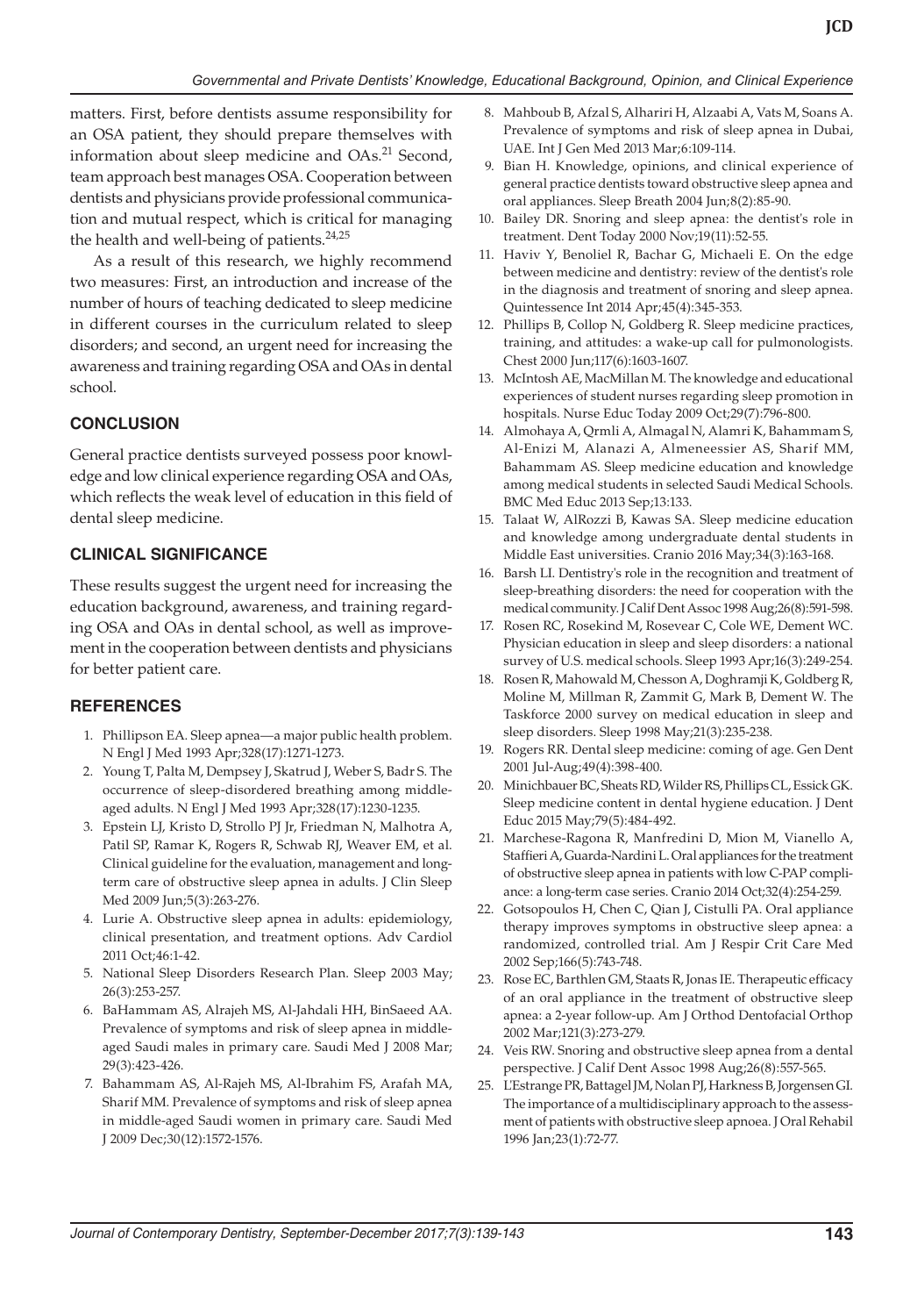matters. First, before dentists assume responsibility for an OSA patient, they should prepare themselves with information about sleep medicine and OAs.[21] Second, team approach best manages OSA. Cooperation between dentists and physicians provide professional communication and mutual respect, which is critical for managing the health and well-being of patients.[24,25]

As a result of this research, we highly recommend two measures: First, an introduction and increase of the number of hours of teaching dedicated to sleep medicine in different courses in the curriculum related to sleep disorders; and second, an urgent need for increasing the awareness and training regarding OSA and OAs in dental school.

## CONCLUSION

General practice dentists surveyed possess poor knowledge and low clinical experience regarding OSA and OAs, which reflects the weak level of education in this field of dental sleep medicine.

## CLINICAL SIGNIFICANCE

These results suggest the urgent need for increasing the education background, awareness, and training regarding OSA and OAs in dental school, as well as improvement in the cooperation between dentists and physicians for better patient care.

## REFERENCES

1. Phillipson EA. Sleep apnea—a major public health problem. N Engl J Med 1993 Apr;328(17):1271-1273.
2. Young T, Palta M, Dempsey J, Skatrud J, Weber S, Badr S. The occurrence of sleep-disordered breathing among middle-aged adults. N Engl J Med 1993 Apr;328(17):1230-1235.
3. Epstein LJ, Kristo D, Strollo PJ Jr, Friedman N, Malhotra A, Patil SP, Ramar K, Rogers R, Schwab RJ, Weaver EM, et al. Clinical guideline for the evaluation, management and long-term care of obstructive sleep apnea in adults. J Clin Sleep Med 2009 Jun;5(3):263-276.
4. Lurie A. Obstructive sleep apnea in adults: epidemiology, clinical presentation, and treatment options. Adv Cardiol 2011 Oct;46:1-42.
5. National Sleep Disorders Research Plan. Sleep 2003 May; 26(3):253-257.
6. BaHammam AS, Alrajeh MS, Al-Jahdali HH, BinSaeed AA. Prevalence of symptoms and risk of sleep apnea in middle-aged Saudi males in primary care. Saudi Med J 2008 Mar; 29(3):423-426.
7. Bahammam AS, Al-Rajeh MS, Al-Ibrahim FS, Arafah MA, Sharif MM. Prevalence of symptoms and risk of sleep apnea in middle-aged Saudi women in primary care. Saudi Med J 2009 Dec;30(12):1572-1576.
8. Mahboub B, Afzal S, Alhariri H, Alzaabi A, Vats M, Soans A. Prevalence of symptoms and risk of sleep apnea in Dubai, UAE. Int J Gen Med 2013 Mar;6:109-114.
9. Bian H. Knowledge, opinions, and clinical experience of general practice dentists toward obstructive sleep apnea and oral appliances. Sleep Breath 2004 Jun;8(2):85-90.
10. Bailey DR. Snoring and sleep apnea: the dentist's role in treatment. Dent Today 2000 Nov;19(11):52-55.
11. Haviv Y, Benoliel R, Bachar G, Michaeli E. On the edge between medicine and dentistry: review of the dentist's role in the diagnosis and treatment of snoring and sleep apnea. Quintessence Int 2014 Apr;45(4):345-353.
12. Phillips B, Collop N, Goldberg R. Sleep medicine practices, training, and attitudes: a wake-up call for pulmonologists. Chest 2000 Jun;117(6):1603-1607.
13. McIntosh AE, MacMillan M. The knowledge and educational experiences of student nurses regarding sleep promotion in hospitals. Nurse Educ Today 2009 Oct;29(7):796-800.
14. Almohaya A, Qrmli A, Almagal N, Alamri K, Bahammam S, Al-Enizi M, Alanazi A, Almeneessier AS, Sharif MM, Bahammam AS. Sleep medicine education and knowledge among medical students in selected Saudi Medical Schools. BMC Med Educ 2013 Sep;13:133.
15. Talaat W, AlRozzi B, Kawas SA. Sleep medicine education and knowledge among undergraduate dental students in Middle East universities. Cranio 2016 May;34(3):163-168.
16. Barsh LI. Dentistry's role in the recognition and treatment of sleep-breathing disorders: the need for cooperation with the medical community. J Calif Dent Assoc 1998 Aug;26(8):591-598.
17. Rosen RC, Rosekind M, Rosevear C, Cole WE, Dement WC. Physician education in sleep and sleep disorders: a national survey of U.S. medical schools. Sleep 1993 Apr;16(3):249-254.
18. Rosen R, Mahowald M, Chesson A, Doghramji K, Goldberg R, Moline M, Millman R, Zammit G, Mark B, Dement W. The Taskforce 2000 survey on medical education in sleep and sleep disorders. Sleep 1998 May;21(3):235-238.
19. Rogers RR. Dental sleep medicine: coming of age. Gen Dent 2001 Jul-Aug;49(4):398-400.
20. Minichbauer BC, Sheats RD, Wilder RS, Phillips CL, Essick GK. Sleep medicine content in dental hygiene education. J Dent Educ 2015 May;79(5):484-492.
21. Marchese-Ragona R, Manfredini D, Mion M, Vianello A, Staffieri A, Guarda-Nardini L. Oral appliances for the treatment of obstructive sleep apnea in patients with low C-PAP compliance: a long-term case series. Cranio 2014 Oct;32(4):254-259.
22. Gotsopoulos H, Chen C, Qian J, Cistulli PA. Oral appliance therapy improves symptoms in obstructive sleep apnea: a randomized, controlled trial. Am J Respir Crit Care Med 2002 Sep;166(5):743-748.
23. Rose EC, Barthlen GM, Staats R, Jonas IE. Therapeutic efficacy of an oral appliance in the treatment of obstructive sleep apnea: a 2-year follow-up. Am J Orthod Dentofacial Orthop 2002 Mar;121(3):273-279.
24. Veis RW. Snoring and obstructive sleep apnea from a dental perspective. J Calif Dent Assoc 1998 Aug;26(8):557-565.
25. L'Estrange PR, Battagel JM, Nolan PJ, Harkness B, Jorgensen GI. The importance of a multidisciplinary approach to the assessment of patients with obstructive sleep apnoea. J Oral Rehabil 1996 Jan;23(1):72-77.